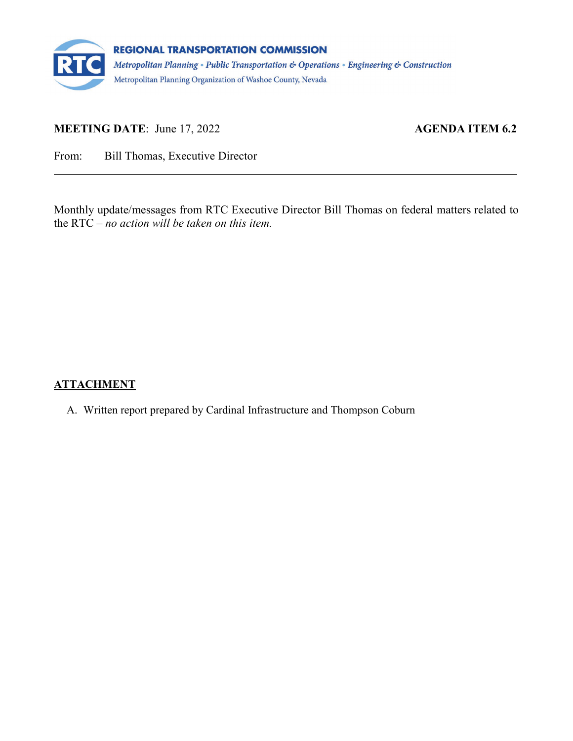**REGIONAL TRANSPORTATION COMMISSION**

*Metropolitan Planning • Public Transportation & Operations • Engineering & Construction*

Metropolitan Planning Organization of Washoe County, Nevada

**MEETING DATE**: June 17, 2022 **AGENDA ITEM 6.2**

From: Bill Thomas, Executive Director

---

Monthly update/messages from RTC Executive Director Bill Thomas on federal matters related to the RTC – *no action will be taken on this item.*

**ATTACHMENT**

A. Written report prepared by Cardinal Infrastructure and Thompson Coburn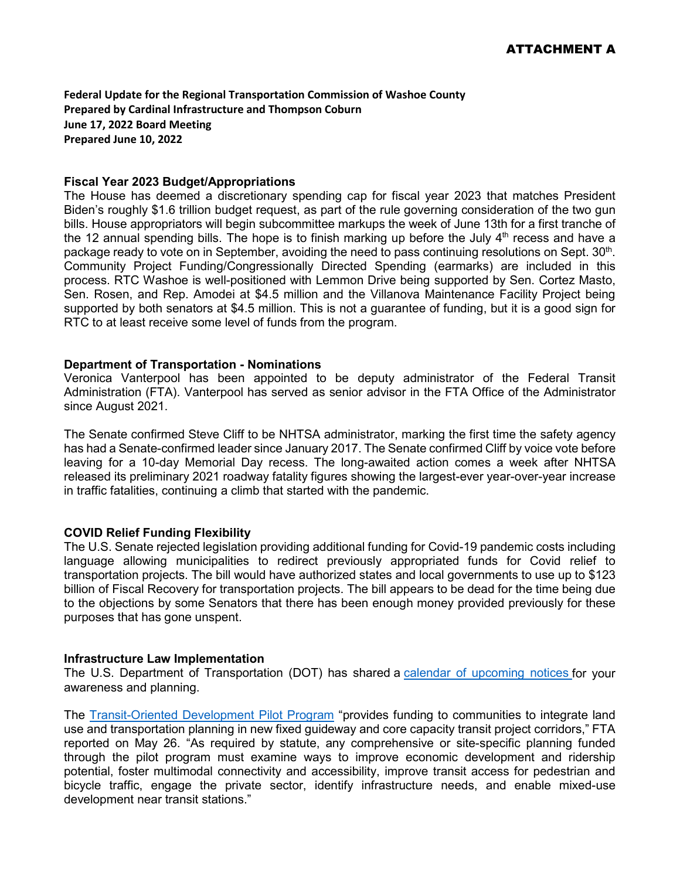# ATTACHMENT A

**Federal Update for the Regional Transportation Commission of Washoe County**
**Prepared by Cardinal Infrastructure and Thompson Coburn**
**June 17, 2022 Board Meeting**
**Prepared June 10, 2022**

## Fiscal Year 2023 Budget/Appropriations

The House has deemed a discretionary spending cap for fiscal year 2023 that matches President Biden's roughly $1.6 trillion budget request, as part of the rule governing consideration of the two gun bills. House appropriators will begin subcommittee markups the week of June 13th for a first tranche of the 12 annual spending bills. The hope is to finish marking up before the July 4th recess and have a package ready to vote on in September, avoiding the need to pass continuing resolutions on Sept. 30th. Community Project Funding/Congressionally Directed Spending (earmarks) are included in this process. RTC Washoe is well-positioned with Lemmon Drive being supported by Sen. Cortez Masto, Sen. Rosen, and Rep. Amodei at $4.5 million and the Villanova Maintenance Facility Project being supported by both senators at $4.5 million. This is not a guarantee of funding, but it is a good sign for RTC to at least receive some level of funds from the program.

## Department of Transportation - Nominations

Veronica Vanterpool has been appointed to be deputy administrator of the Federal Transit Administration (FTA). Vanterpool has served as senior advisor in the FTA Office of the Administrator since August 2021.

The Senate confirmed Steve Cliff to be NHTSA administrator, marking the first time the safety agency has had a Senate-confirmed leader since January 2017. The Senate confirmed Cliff by voice vote before leaving for a 10-day Memorial Day recess. The long-awaited action comes a week after NHTSA released its preliminary 2021 roadway fatality figures showing the largest-ever year-over-year increase in traffic fatalities, continuing a climb that started with the pandemic.

## COVID Relief Funding Flexibility

The U.S. Senate rejected legislation providing additional funding for Covid-19 pandemic costs including language allowing municipalities to redirect previously appropriated funds for Covid relief to transportation projects. The bill would have authorized states and local governments to use up to $123 billion of Fiscal Recovery for transportation projects. The bill appears to be dead for the time being due to the objections by some Senators that there has been enough money provided previously for these purposes that has gone unspent.

## Infrastructure Law Implementation

The U.S. Department of Transportation (DOT) has shared a calendar of upcoming notices for your awareness and planning.

The Transit-Oriented Development Pilot Program "provides funding to communities to integrate land use and transportation planning in new fixed guideway and core capacity transit project corridors," FTA reported on May 26. "As required by statute, any comprehensive or site-specific planning funded through the pilot program must examine ways to improve economic development and ridership potential, foster multimodal connectivity and accessibility, improve transit access for pedestrian and bicycle traffic, engage the private sector, identify infrastructure needs, and enable mixed-use development near transit stations."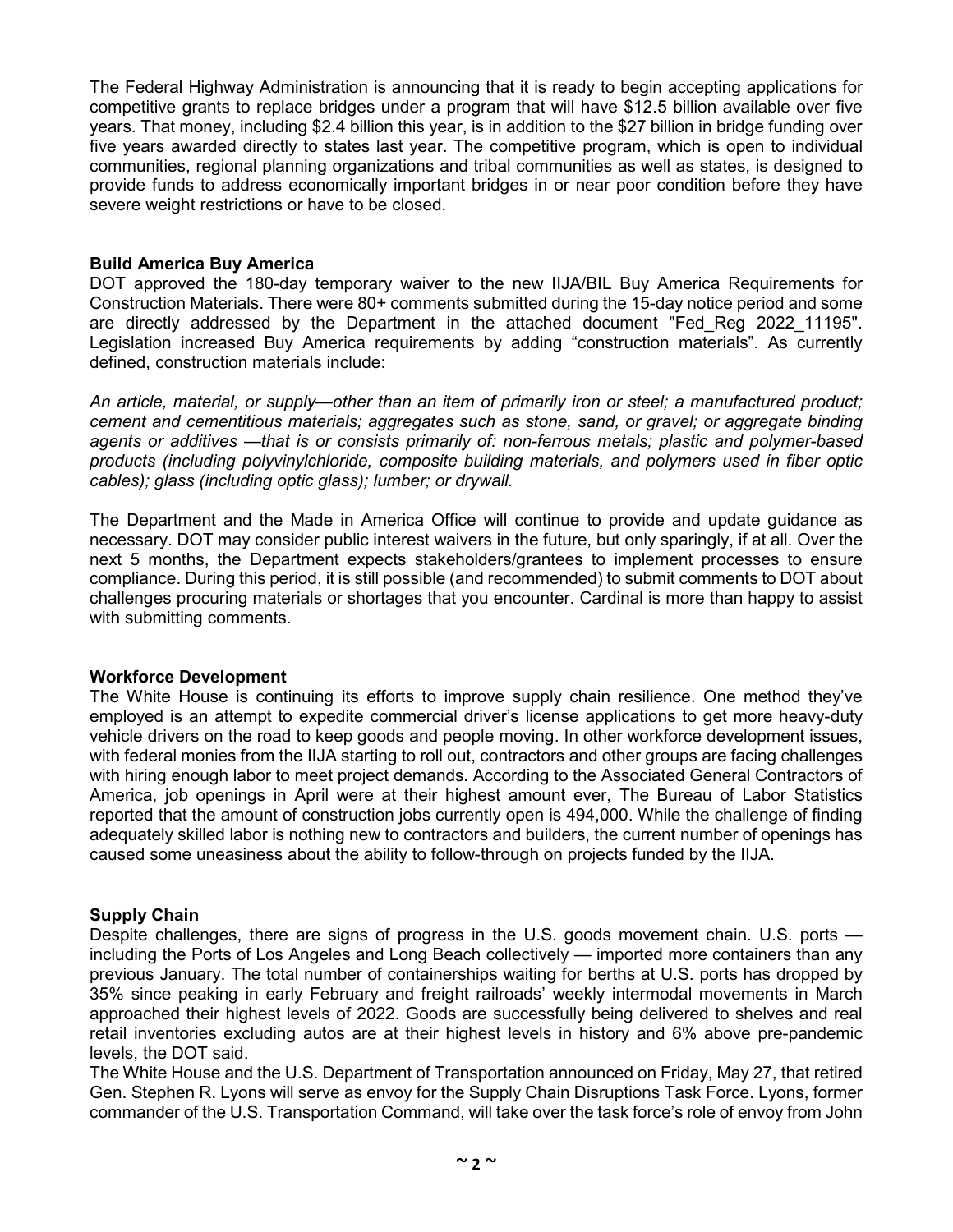The Federal Highway Administration is announcing that it is ready to begin accepting applications for competitive grants to replace bridges under a program that will have $12.5 billion available over five years. That money, including $2.4 billion this year, is in addition to the $27 billion in bridge funding over five years awarded directly to states last year. The competitive program, which is open to individual communities, regional planning organizations and tribal communities as well as states, is designed to provide funds to address economically important bridges in or near poor condition before they have severe weight restrictions or have to be closed.

**Build America Buy America**

DOT approved the 180-day temporary waiver to the new IIJA/BIL Buy America Requirements for Construction Materials. There were 80+ comments submitted during the 15-day notice period and some are directly addressed by the Department in the attached document "Fed_Reg 2022_11195". Legislation increased Buy America requirements by adding "construction materials". As currently defined, construction materials include:

*An article, material, or supply—other than an item of primarily iron or steel; a manufactured product; cement and cementitious materials; aggregates such as stone, sand, or gravel; or aggregate binding agents or additives —that is or consists primarily of: non-ferrous metals; plastic and polymer-based products (including polyvinylchloride, composite building materials, and polymers used in fiber optic cables); glass (including optic glass); lumber; or drywall.*

The Department and the Made in America Office will continue to provide and update guidance as necessary. DOT may consider public interest waivers in the future, but only sparingly, if at all. Over the next 5 months, the Department expects stakeholders/grantees to implement processes to ensure compliance. During this period, it is still possible (and recommended) to submit comments to DOT about challenges procuring materials or shortages that you encounter. Cardinal is more than happy to assist with submitting comments.

**Workforce Development**

The White House is continuing its efforts to improve supply chain resilience. One method they've employed is an attempt to expedite commercial driver's license applications to get more heavy-duty vehicle drivers on the road to keep goods and people moving. In other workforce development issues, with federal monies from the IIJA starting to roll out, contractors and other groups are facing challenges with hiring enough labor to meet project demands. According to the Associated General Contractors of America, job openings in April were at their highest amount ever, The Bureau of Labor Statistics reported that the amount of construction jobs currently open is 494,000. While the challenge of finding adequately skilled labor is nothing new to contractors and builders, the current number of openings has caused some uneasiness about the ability to follow-through on projects funded by the IIJA.

**Supply Chain**

Despite challenges, there are signs of progress in the U.S. goods movement chain. U.S. ports — including the Ports of Los Angeles and Long Beach collectively — imported more containers than any previous January. The total number of containerships waiting for berths at U.S. ports has dropped by 35% since peaking in early February and freight railroads' weekly intermodal movements in March approached their highest levels of 2022. Goods are successfully being delivered to shelves and real retail inventories excluding autos are at their highest levels in history and 6% above pre-pandemic levels, the DOT said.

The White House and the U.S. Department of Transportation announced on Friday, May 27, that retired Gen. Stephen R. Lyons will serve as envoy for the Supply Chain Disruptions Task Force. Lyons, former commander of the U.S. Transportation Command, will take over the task force's role of envoy from John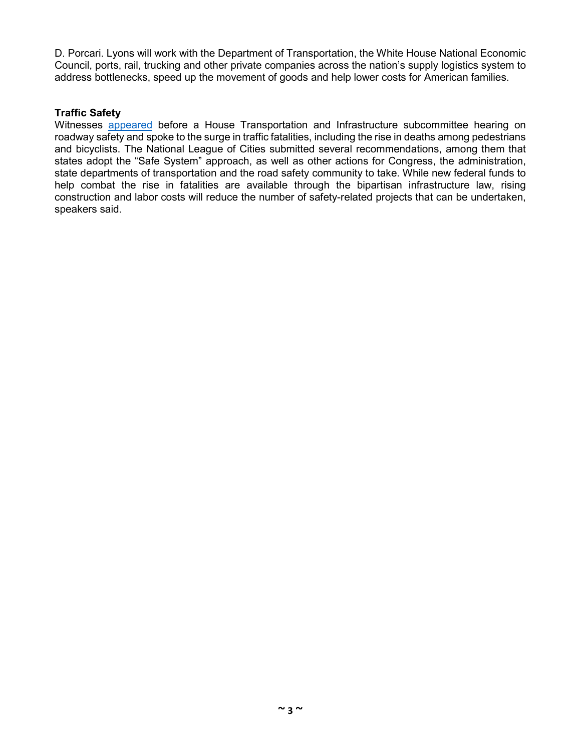D. Porcari. Lyons will work with the Department of Transportation, the White House National Economic Council, ports, rail, trucking and other private companies across the nation's supply logistics system to address bottlenecks, speed up the movement of goods and help lower costs for American families.

**Traffic Safety**

Witnesses appeared before a House Transportation and Infrastructure subcommittee hearing on roadway safety and spoke to the surge in traffic fatalities, including the rise in deaths among pedestrians and bicyclists. The National League of Cities submitted several recommendations, among them that states adopt the "Safe System" approach, as well as other actions for Congress, the administration, state departments of transportation and the road safety community to take. While new federal funds to help combat the rise in fatalities are available through the bipartisan infrastructure law, rising construction and labor costs will reduce the number of safety-related projects that can be undertaken, speakers said.